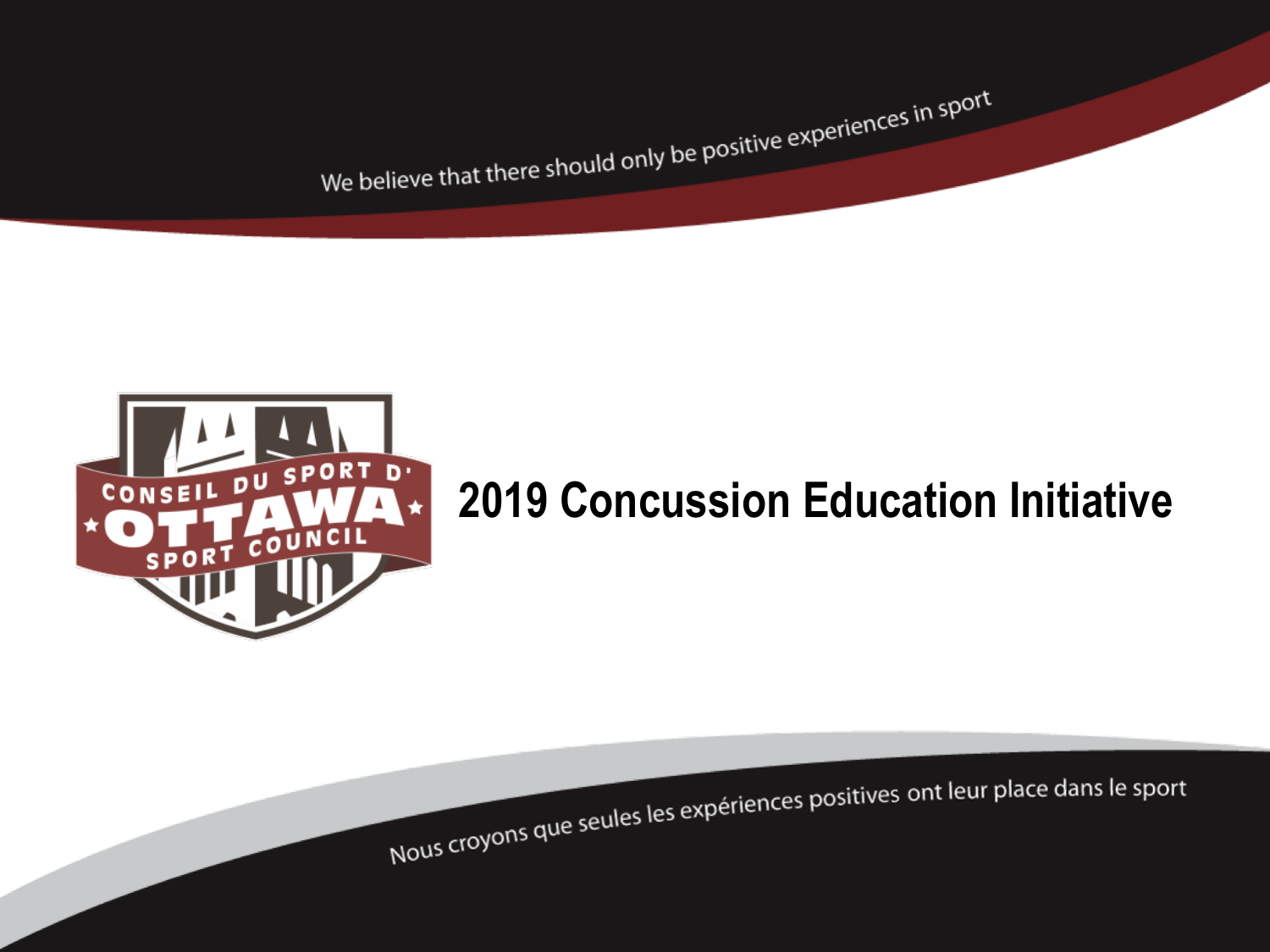We believe that there should only be positive experiences in sport

CONSEIL DU SPORT D' OTTAWA SPORT COUNCIL

# 2019 Concussion Education Initiative

Nous croyons que seules les expériences positives ont leur place dans le sport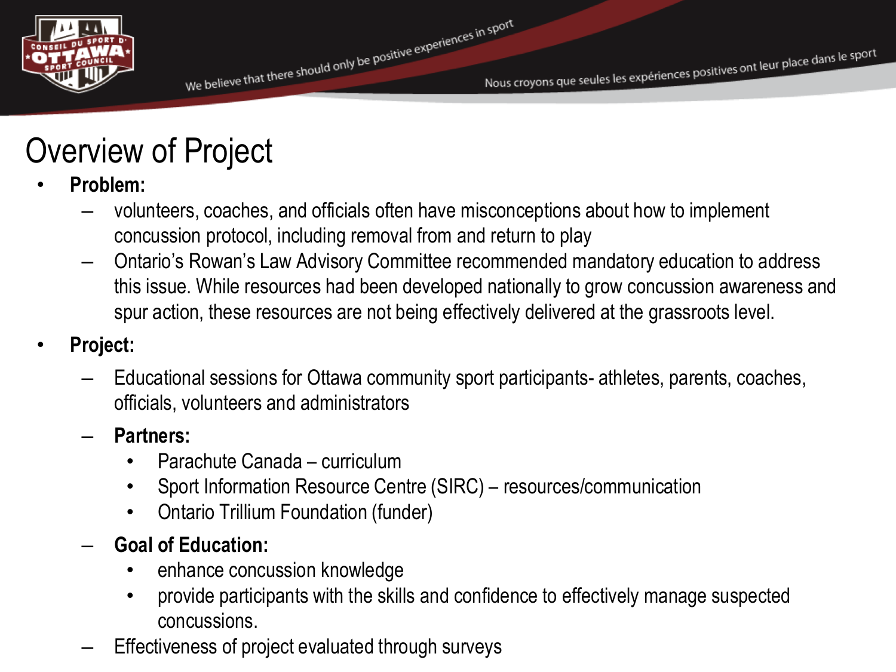# Overview of Project

- **Problem:**
  - volunteers, coaches, and officials often have misconceptions about how to implement concussion protocol, including removal from and return to play
  - Ontario's Rowan's Law Advisory Committee recommended mandatory education to address this issue. While resources had been developed nationally to grow concussion awareness and spur action, these resources are not being effectively delivered at the grassroots level.
- **Project:**
  - Educational sessions for Ottawa community sport participants- athletes, parents, coaches, officials, volunteers and administrators
  - **Partners:**
    - Parachute Canada – curriculum
    - Sport Information Resource Centre (SIRC) – resources/communication
    - Ontario Trillium Foundation (funder)
  - **Goal of Education:**
    - enhance concussion knowledge
    - provide participants with the skills and confidence to effectively manage suspected concussions.
  - Effectiveness of project evaluated through surveys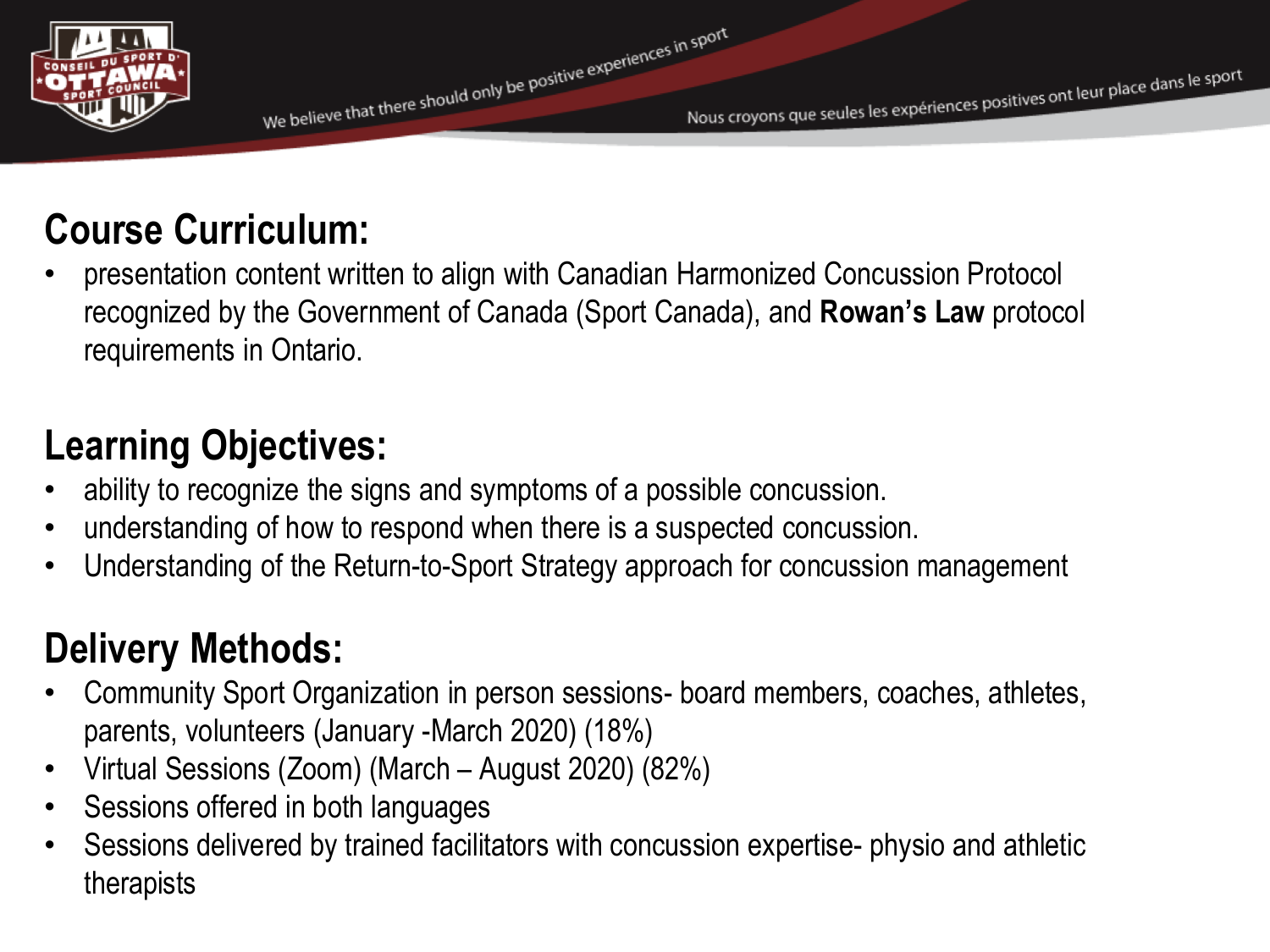## Course Curriculum:

- presentation content written to align with Canadian Harmonized Concussion Protocol recognized by the Government of Canada (Sport Canada), and **Rowan's Law** protocol requirements in Ontario.

## Learning Objectives:

- ability to recognize the signs and symptoms of a possible concussion.
- understanding of how to respond when there is a suspected concussion.
- Understanding of the Return-to-Sport Strategy approach for concussion management

## Delivery Methods:

- Community Sport Organization in person sessions- board members, coaches, athletes, parents, volunteers (January -March 2020) (18%)
- Virtual Sessions (Zoom) (March – August 2020) (82%)
- Sessions offered in both languages
- Sessions delivered by trained facilitators with concussion expertise- physio and athletic therapists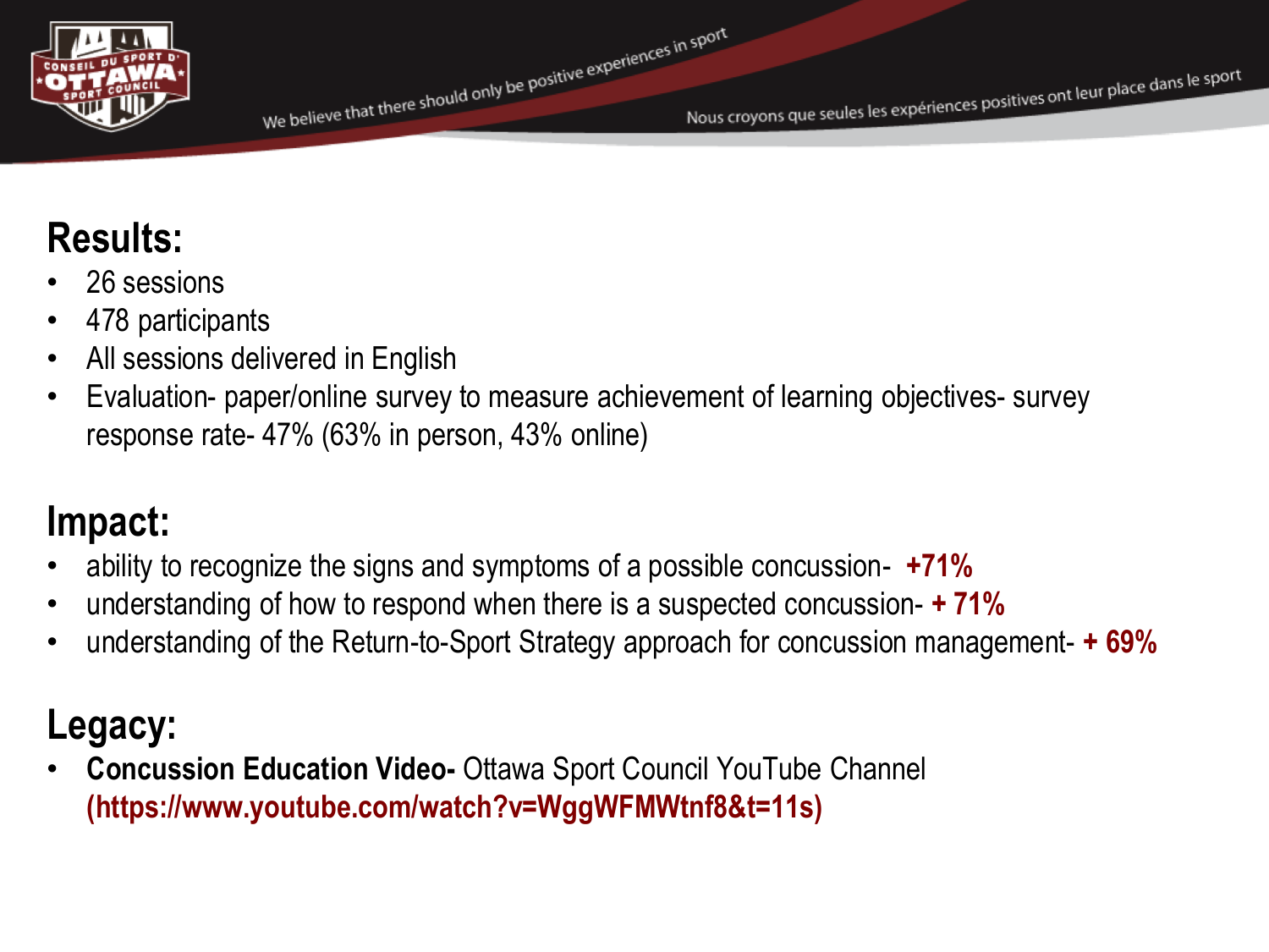## Results:

- 26 sessions
- 478 participants
- All sessions delivered in English
- Evaluation- paper/online survey to measure achievement of learning objectives- survey response rate- 47% (63% in person, 43% online)

## Impact:

- ability to recognize the signs and symptoms of a possible concussion- **+71%**
- understanding of how to respond when there is a suspected concussion- **+ 71%**
- understanding of the Return-to-Sport Strategy approach for concussion management- **+ 69%**

## Legacy:

- **Concussion Education Video-** Ottawa Sport Council YouTube Channel **(https://www.youtube.com/watch?v=WggWFMWtnf8&t=11s)**